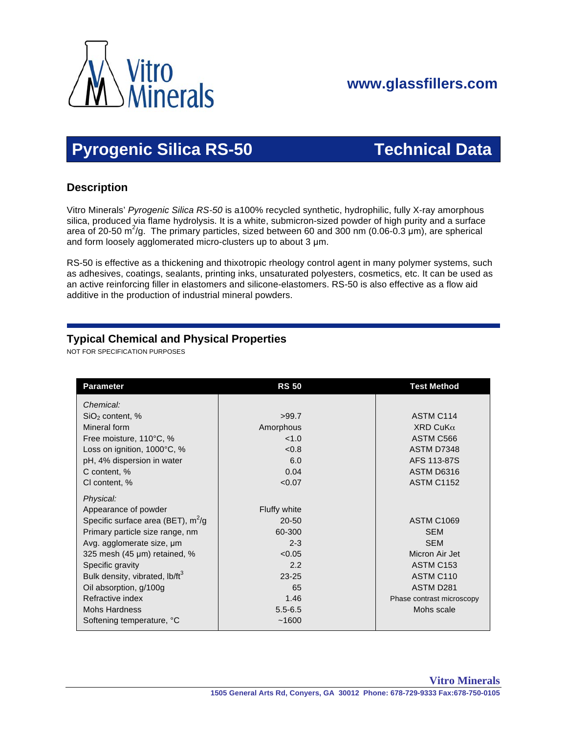Vitro Minerals

**www.glassfillers.com**

# Pyrogenic Silica RS-50 — Technical Data

## Description

Vitro Minerals' *Pyrogenic Silica RS-50* is a100% recycled synthetic, hydrophilic, fully X-ray amorphous silica, produced via flame hydrolysis. It is a white, submicron-sized powder of high purity and a surface area of 20-50 $m^2$/g. The primary particles, sized between 60 and 300 nm (0.06-0.3 µm), are spherical and form loosely agglomerated micro-clusters up to about 3 µm.

RS-50 is effective as a thickening and thixotropic rheology control agent in many polymer systems, such as adhesives, coatings, sealants, printing inks, unsaturated polyesters, cosmetics, etc. It can be used as an active reinforcing filler in elastomers and silicone-elastomers. RS-50 is also effective as a flow aid additive in the production of industrial mineral powders.

## Typical Chemical and Physical Properties

NOT FOR SPECIFICATION PURPOSES

| Parameter | RS 50 | Test Method |
|---|---|---|
| *Chemical:* | | |
| $SiO_2$ content, % | >99.7 | ASTM C114 |
| Mineral form | Amorphous | XRD CuKα |
| Free moisture, 110°C, % | <1.0 | ASTM C566 |
| Loss on ignition, 1000°C, % | <0.8 | ASTM D7348 |
| pH, 4% dispersion in water | 6.0 | AFS 113-87S |
| C content, % | 0.04 | ASTM D6316 |
| Cl content, % | <0.07 | ASTM C1152 |
| *Physical:* | | |
| Appearance of powder | Fluffy white | |
| Specific surface area (BET), $m^2$/g | 20-50 | ASTM C1069 |
| Primary particle size range, nm | 60-300 | SEM |
| Avg. agglomerate size, µm | 2-3 | SEM |
| 325 mesh (45 µm) retained, % | <0.05 | Micron Air Jet |
| Specific gravity | 2.2 | ASTM C153 |
| Bulk density, vibrated, lb/$ft^3$ | 23-25 | ASTM C110 |
| Oil absorption, g/100g | 65 | ASTM D281 |
| Refractive index | 1.46 | Phase contrast microscopy |
| Mohs Hardness | 5.5-6.5 | Mohs scale |
| Softening temperature, °C | ~1600 | |

**Vitro Minerals**

1505 General Arts Rd, Conyers, GA 30012 Phone: 678-729-9333 Fax:678-750-0105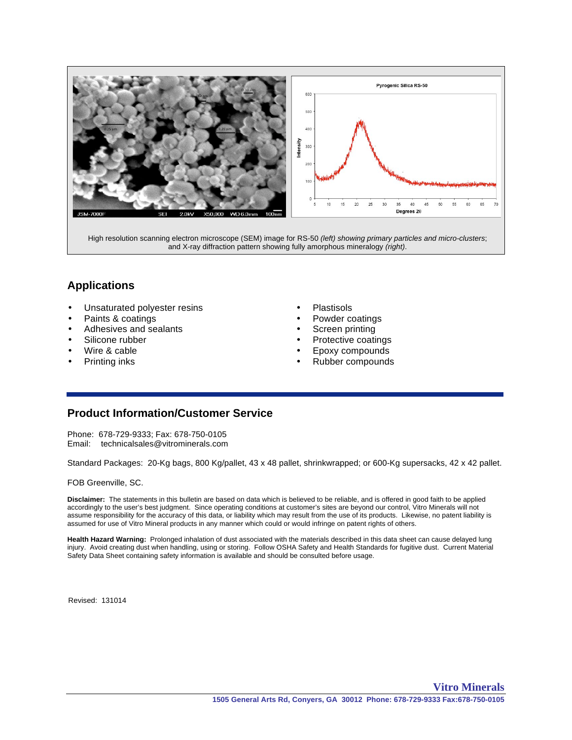JSM-7000F SEI 2.0kV X50,000 WD 6.0mm 100nm

0.25 µm

0.20 µm

0.10 µm

Pyrogenic Silica RS-50

Intensity

Degrees 2θ

0 100 200 300 400 500 600

5 10 15 20 25 30 35 40 45 50 55 60 65 70

High resolution scanning electron microscope (SEM) image for RS-50 *(left) showing primary particles and micro-clusters*; and X-ray diffraction pattern showing fully amorphous mineralogy *(right)*.

## Applications

- Unsaturated polyester resins
- Paints & coatings
- Adhesives and sealants
- Silicone rubber
- Wire & cable
- Printing inks
- Plastisols
- Powder coatings
- Screen printing
- Protective coatings
- Epoxy compounds
- Rubber compounds

## Product Information/Customer Service

Phone: 678-729-9333; Fax: 678-750-0105
Email: technicalsales@vitrominerals.com

Standard Packages: 20-Kg bags, 800 Kg/pallet, 43 x 48 pallet, shrinkwrapped; or 600-Kg supersacks, 42 x 42 pallet.

FOB Greenville, SC.

**Disclaimer:** The statements in this bulletin are based on data which is believed to be reliable, and is offered in good faith to be applied accordingly to the user's best judgment. Since operating conditions at customer's sites are beyond our control, Vitro Minerals will not assume responsibility for the accuracy of this data, or liability which may result from the use of its products. Likewise, no patent liability is assumed for use of Vitro Mineral products in any manner which could or would infringe on patent rights of others.

**Health Hazard Warning:** Prolonged inhalation of dust associated with the materials described in this data sheet can cause delayed lung injury. Avoid creating dust when handling, using or storing. Follow OSHA Safety and Health Standards for fugitive dust. Current Material Safety Data Sheet containing safety information is available and should be consulted before usage.

Revised: 131014

**Vitro Minerals**
**1505 General Arts Rd, Conyers, GA 30012 Phone: 678-729-9333 Fax:678-750-0105**